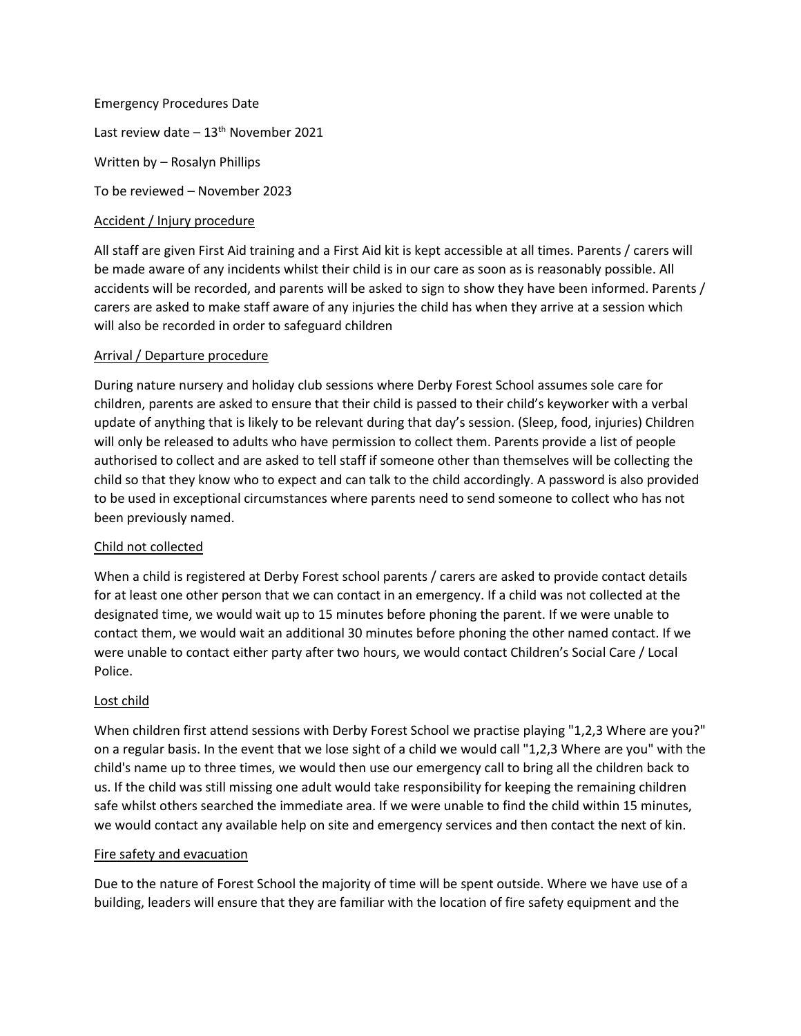Emergency Procedures Date

Last review date – 13th November 2021

Written by – Rosalyn Phillips

To be reviewed – November 2023

## Accident / Injury procedure

All staff are given First Aid training and a First Aid kit is kept accessible at all times. Parents / carers will be made aware of any incidents whilst their child is in our care as soon as is reasonably possible. All accidents will be recorded, and parents will be asked to sign to show they have been informed. Parents / carers are asked to make staff aware of any injuries the child has when they arrive at a session which will also be recorded in order to safeguard children

## Arrival / Departure procedure

During nature nursery and holiday club sessions where Derby Forest School assumes sole care for children, parents are asked to ensure that their child is passed to their child's keyworker with a verbal update of anything that is likely to be relevant during that day's session. (Sleep, food, injuries) Children will only be released to adults who have permission to collect them. Parents provide a list of people authorised to collect and are asked to tell staff if someone other than themselves will be collecting the child so that they know who to expect and can talk to the child accordingly. A password is also provided to be used in exceptional circumstances where parents need to send someone to collect who has not been previously named.

## Child not collected

When a child is registered at Derby Forest school parents / carers are asked to provide contact details for at least one other person that we can contact in an emergency. If a child was not collected at the designated time, we would wait up to 15 minutes before phoning the parent. If we were unable to contact them, we would wait an additional 30 minutes before phoning the other named contact. If we were unable to contact either party after two hours, we would contact Children's Social Care / Local Police.

## Lost child

When children first attend sessions with Derby Forest School we practise playing "1,2,3 Where are you?" on a regular basis. In the event that we lose sight of a child we would call "1,2,3 Where are you" with the child's name up to three times, we would then use our emergency call to bring all the children back to us. If the child was still missing one adult would take responsibility for keeping the remaining children safe whilst others searched the immediate area. If we were unable to find the child within 15 minutes, we would contact any available help on site and emergency services and then contact the next of kin.

## Fire safety and evacuation

Due to the nature of Forest School the majority of time will be spent outside. Where we have use of a building, leaders will ensure that they are familiar with the location of fire safety equipment and the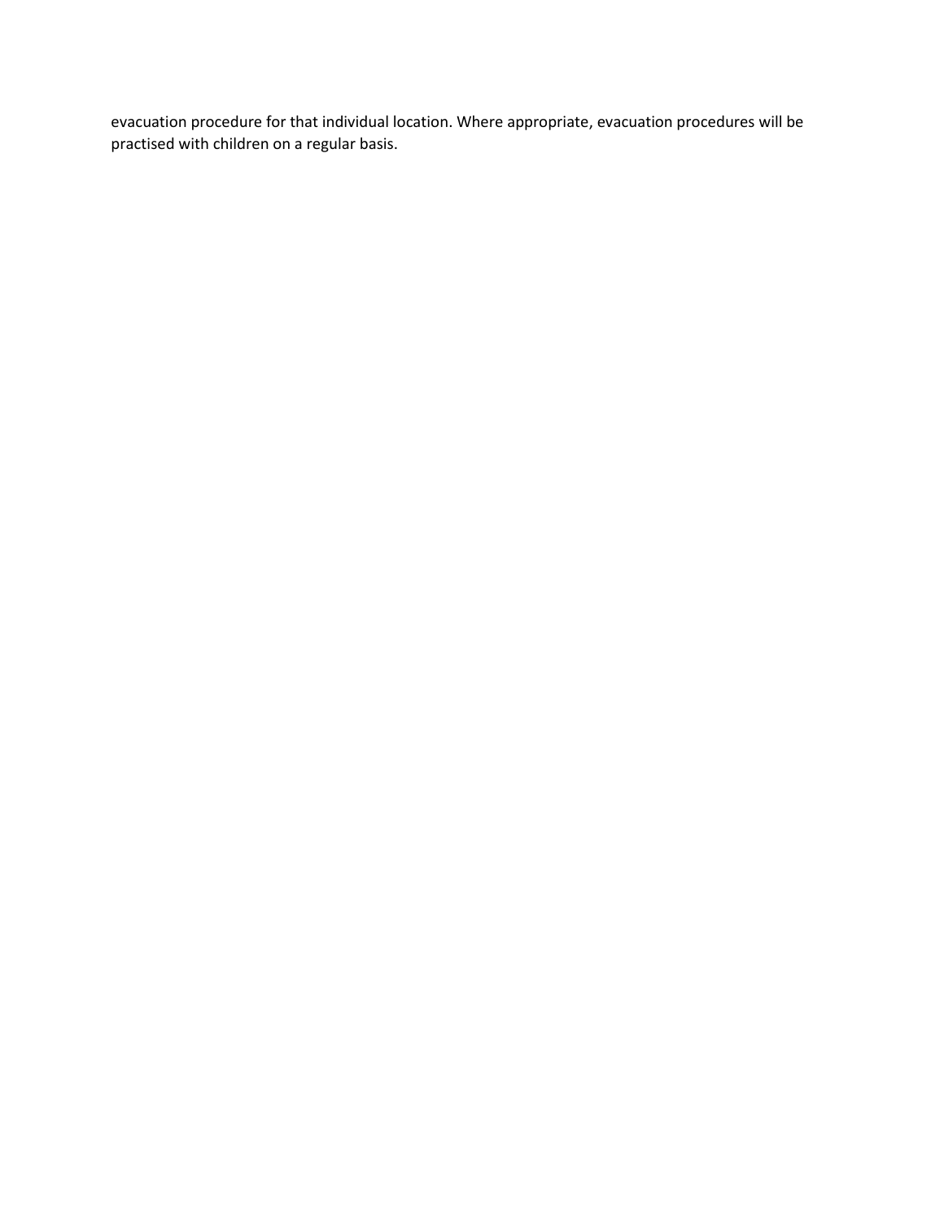evacuation procedure for that individual location. Where appropriate, evacuation procedures will be practised with children on a regular basis.